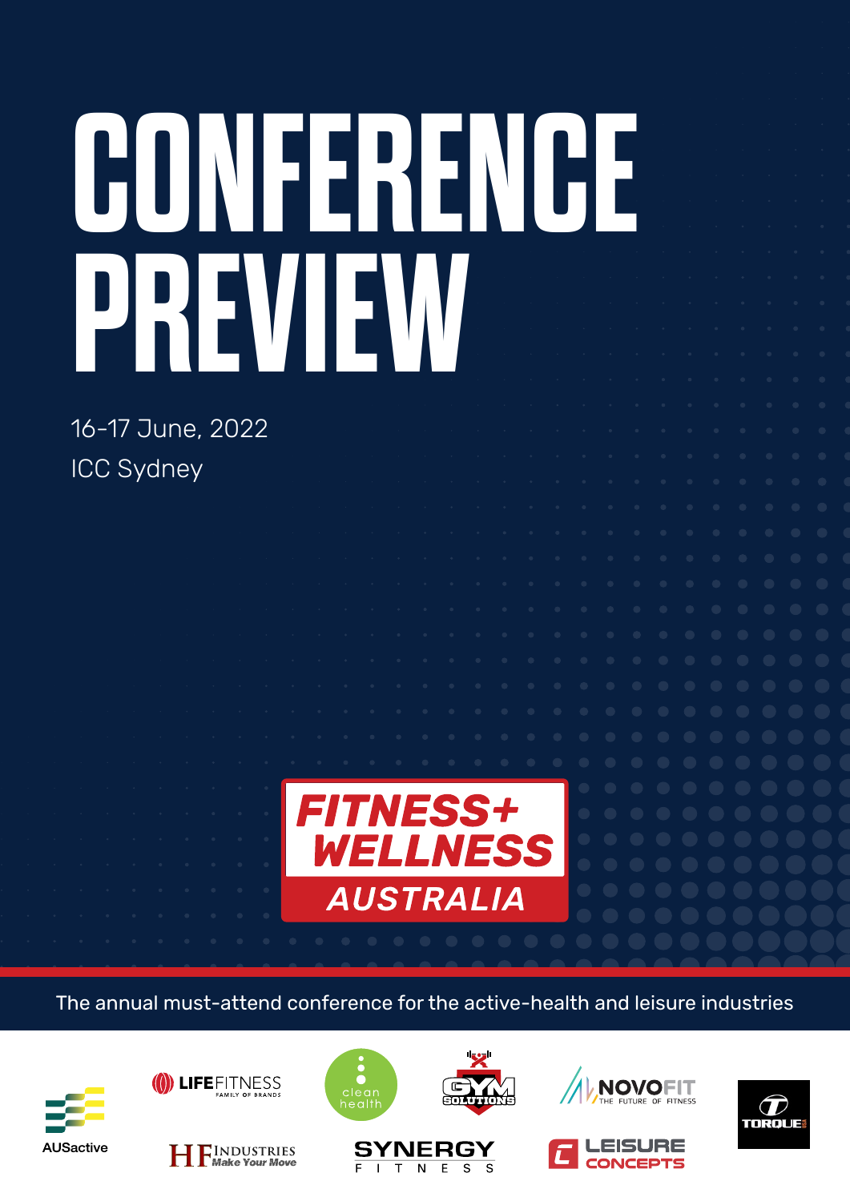# CONFERENCE PREVIEW

16-17 June, 2022

ICC Sydney

FITNESS+ WELLNESS AUSTRALIA

The annual must-attend conference for the active-health and leisure industries

AUSactive

LIFE FITNESS FAMILY OF BRANDS

clean health

GYM SOLUTIONS

NOVOFIT THE FUTURE OF FITNESS

TORQUE

HF INDUSTRIES Make Your Move

SYNERGY FITNESS

LEISURE CONCEPTS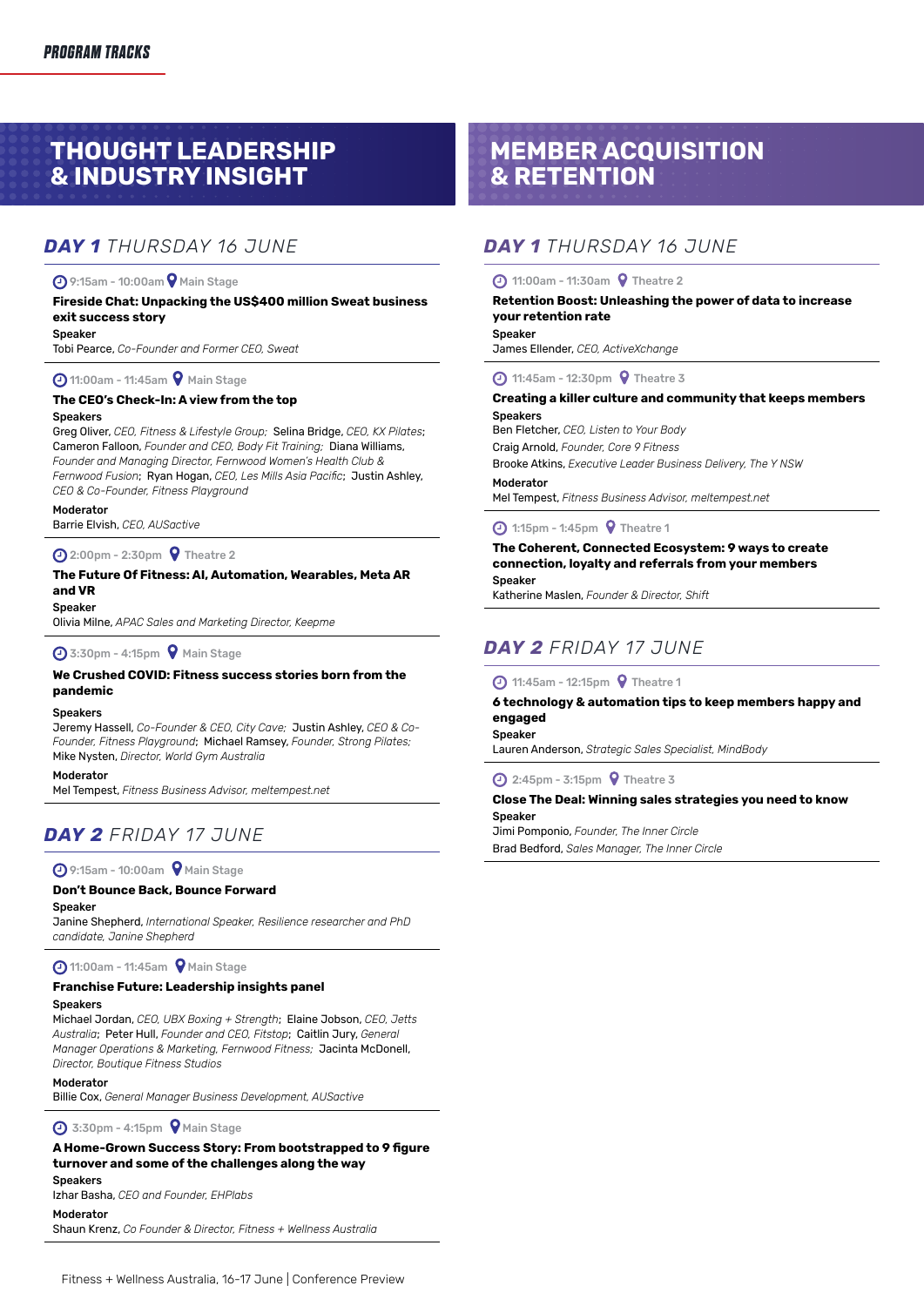PROGRAM TRACKS

## THOUGHT LEADERSHIP & INDUSTRY INSIGHT

### DAY 1 THURSDAY 16 JUNE

9:15am - 10:00am Main Stage

**Fireside Chat: Unpacking the US$400 million Sweat business exit success story**

**Speaker**
Tobi Pearce, *Co-Founder and Former CEO, Sweat*

11:00am - 11:45am Main Stage

**The CEO's Check-In: A view from the top**

**Speakers**
Greg Oliver, *CEO, Fitness & Lifestyle Group*; Selina Bridge, *CEO, KX Pilates*; Cameron Falloon, *Founder and CEO, Body Fit Training*; Diana Williams, *Founder and Managing Director, Fernwood Women's Health Club & Fernwood Fusion*; Ryan Hogan, *CEO, Les Mills Asia Pacific*; Justin Ashley, *CEO & Co-Founder, Fitness Playground*

**Moderator**
Barrie Elvish, *CEO, AUSactive*

2:00pm - 2:30pm Theatre 2

**The Future Of Fitness: AI, Automation, Wearables, Meta AR and VR**

**Speaker**
Olivia Milne, *APAC Sales and Marketing Director, Keepme*

3:30pm - 4:15pm Main Stage

**We Crushed COVID: Fitness success stories born from the pandemic**

**Speakers**
Jeremy Hassell, *Co-Founder & CEO, City Cave*; Justin Ashley, *CEO & Co-Founder, Fitness Playground*; Michael Ramsey, *Founder, Strong Pilates;* Mike Nysten, *Director, World Gym Australia*

**Moderator**
Mel Tempest, *Fitness Business Advisor, meltempest.net*

### DAY 2 FRIDAY 17 JUNE

9:15am - 10:00am Main Stage

**Don't Bounce Back, Bounce Forward**

**Speaker**
Janine Shepherd, *International Speaker, Resilience researcher and PhD candidate, Janine Shepherd*

11:00am - 11:45am Main Stage

**Franchise Future: Leadership insights panel**

**Speakers**
Michael Jordan, *CEO, UBX Boxing + Strength*; Elaine Jobson, *CEO, Jetts Australia*; Peter Hull, *Founder and CEO, Fitstop*; Caitlin Jury, *General Manager Operations & Marketing, Fernwood Fitness;* Jacinta McDonell, *Director, Boutique Fitness Studios*

**Moderator**
Billie Cox, *General Manager Business Development, AUSactive*

3:30pm - 4:15pm Main Stage

**A Home-Grown Success Story: From bootstrapped to 9 figure turnover and some of the challenges along the way**

**Speakers**
Izhar Basha, *CEO and Founder, EHPlabs*

**Moderator**
Shaun Krenz, *Co Founder & Director, Fitness + Wellness Australia*

## MEMBER ACQUISITION & RETENTION

### DAY 1 THURSDAY 16 JUNE

11:00am - 11:30am Theatre 2

**Retention Boost: Unleashing the power of data to increase your retention rate**

**Speaker**
James Ellender, *CEO, ActiveXchange*

11:45am - 12:30pm Theatre 3

**Creating a killer culture and community that keeps members**

**Speakers**
Ben Fletcher, *CEO, Listen to Your Body*
Craig Arnold, *Founder, Core 9 Fitness*
Brooke Atkins, *Executive Leader Business Delivery, The Y NSW*

**Moderator**
Mel Tempest, *Fitness Business Advisor, meltempest.net*

1:15pm - 1:45pm Theatre 1

**The Coherent, Connected Ecosystem: 9 ways to create connection, loyalty and referrals from your members**

**Speaker**
Katherine Maslen, *Founder & Director, Shift*

### DAY 2 FRIDAY 17 JUNE

11:45am - 12:15pm Theatre 1

**6 technology & automation tips to keep members happy and engaged**

**Speaker**
Lauren Anderson, *Strategic Sales Specialist, MindBody*

2:45pm - 3:15pm Theatre 3

**Close The Deal: Winning sales strategies you need to know**

**Speaker**
Jimi Pomponio, *Founder, The Inner Circle*
Brad Bedford, *Sales Manager, The Inner Circle*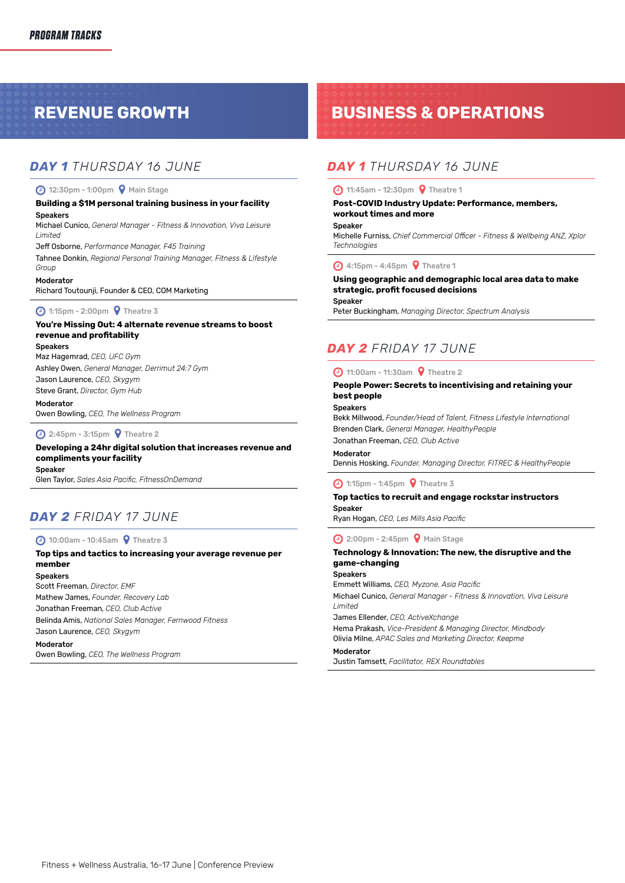**PROGRAM TRACKS**

# REVENUE GROWTH

## **DAY 1** THURSDAY 16 JUNE

12:30pm - 1:00pm | Main Stage

**Building a $1M personal training business in your facility**

**Speakers**

Michael Cunico, *General Manager - Fitness & Innovation, Viva Leisure Limited*

Jeff Osborne, *Performance Manager, F45 Training*

Tahnee Donkin, *Regional Personal Training Manager, Fitness & Lifestyle Group*

**Moderator**

Richard Toutounji, Founder & CEO, COM Marketing

1:15pm - 2:00pm | Theatre 3

**You're Missing Out: 4 alternate revenue streams to boost revenue and profitability**

**Speakers**

Maz Hagemrad, *CEO, UFC Gym*

Ashley Owen, *General Manager, Derrimut 24:7 Gym*

Jason Laurence, *CEO, Skygym*

Steve Grant, *Director, Gym Hub*

**Moderator**

Owen Bowling, *CEO, The Wellness Program*

2:45pm - 3:15pm | Theatre 2

**Developing a 24hr digital solution that increases revenue and compliments your facility**

**Speaker**

Glen Taylor, *Sales Asia Pacific, FitnessOnDemand*

## **DAY 2** FRIDAY 17 JUNE

10:00am - 10:45am | Theatre 3

**Top tips and tactics to increasing your average revenue per member**

**Speakers**

Scott Freeman, *Director, EMF*

Mathew James, *Founder, Recovery Lab*

Jonathan Freeman, *CEO, Club Active*

Belinda Amis, *National Sales Manager, Fernwood Fitness*

Jason Laurence, *CEO, Skygym*

**Moderator**

Owen Bowling, *CEO, The Wellness Program*

# BUSINESS & OPERATIONS

## **DAY 1** THURSDAY 16 JUNE

11:45am - 12:30pm | Theatre 1

**Post-COVID Industry Update: Performance, members, workout times and more**

**Speaker**

Michelle Furniss, *Chief Commercial Officer - Fitness & Wellbeing ANZ, Xplor Technologies*

4:15pm - 4:45pm | Theatre 1

**Using geographic and demographic local area data to make strategic, profit focused decisions**

**Speaker**

Peter Buckingham, *Managing Director, Spectrum Analysis*

## **DAY 2** FRIDAY 17 JUNE

11:00am - 11:30am | Theatre 2

**People Power: Secrets to incentivising and retaining your best people**

**Speakers**

Bekk Millwood, *Founder/Head of Talent, Fitness Lifestyle International*

Brenden Clark, *General Manager, HealthyPeople*

Jonathan Freeman, *CEO, Club Active*

**Moderator**

Dennis Hosking, *Founder, Managing Director, FITREC & HealthyPeople*

1:15pm - 1:45pm | Theatre 3

**Top tactics to recruit and engage rockstar instructors**

**Speaker**

Ryan Hogan, *CEO, Les Mills Asia Pacific*

2:00pm - 2:45pm | Main Stage

**Technology & Innovation: The new, the disruptive and the game-changing**

**Speakers**

Emmett Williams, *CEO, Myzone, Asia Pacific*

Michael Cunico, *General Manager - Fitness & Innovation, Viva Leisure Limited*

James Ellender, *CEO, ActiveXchange*

Hema Prakash, *Vice-President & Managing Director, Mindbody*

Olivia Milne, *APAC Sales and Marketing Director, Keepme*

**Moderator**

Justin Tamsett, *Facilitator, REX Roundtables*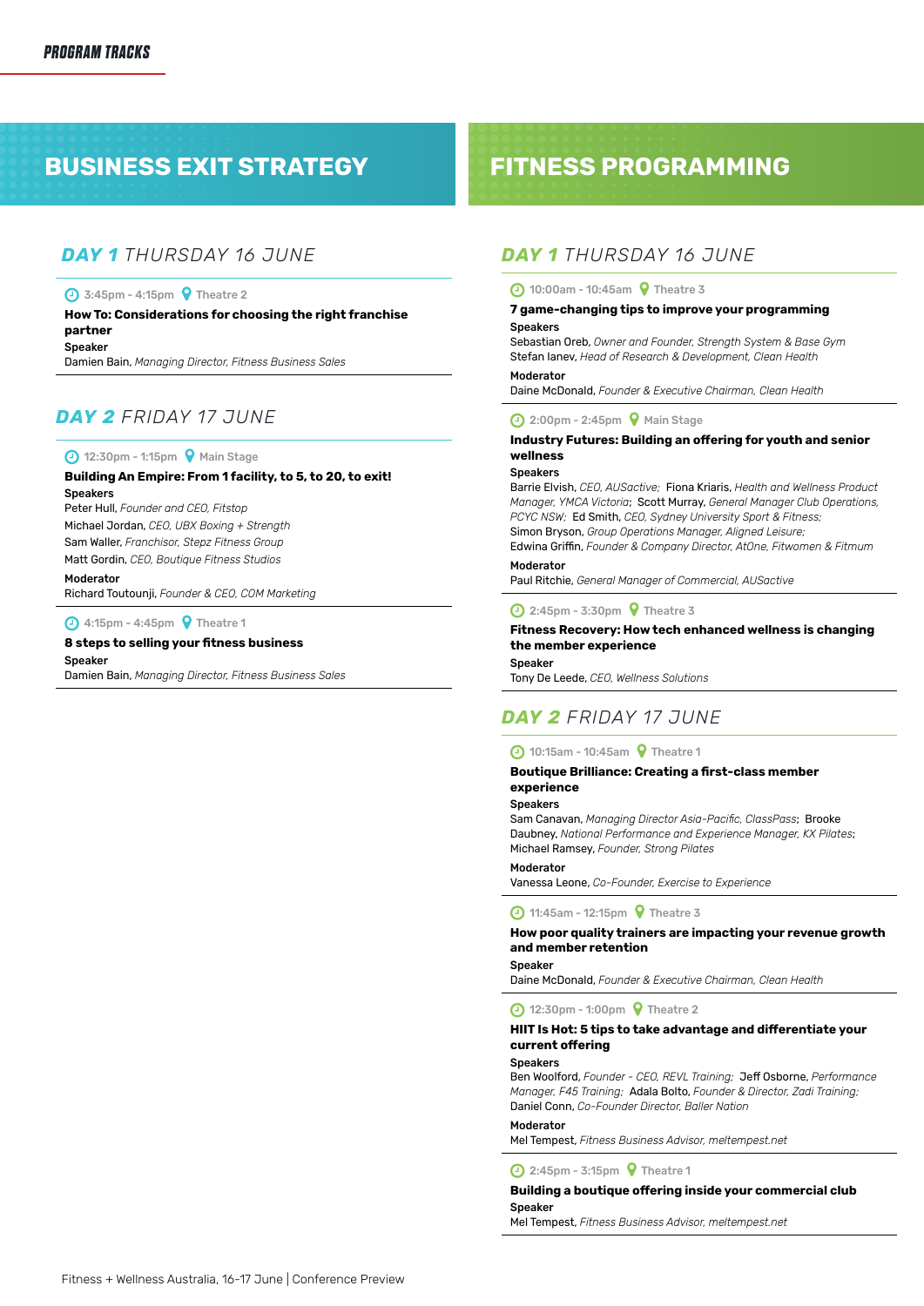*PROGRAM TRACKS*

# BUSINESS EXIT STRATEGY

## *DAY 1* THURSDAY 16 JUNE

3:45pm - 4:15pm | Theatre 2

**How To: Considerations for choosing the right franchise partner**

**Speaker**
Damien Bain, *Managing Director, Fitness Business Sales*

## *DAY 2* FRIDAY 17 JUNE

12:30pm - 1:15pm | Main Stage

**Building An Empire: From 1 facility, to 5, to 20, to exit!**

**Speakers**
Peter Hull, *Founder and CEO, Fitstop*
Michael Jordan, *CEO, UBX Boxing + Strength*
Sam Waller, *Franchisor, Stepz Fitness Group*
Matt Gordin, *CEO, Boutique Fitness Studios*

**Moderator**
Richard Toutounji, *Founder & CEO, COM Marketing*

4:15pm - 4:45pm | Theatre 1

**8 steps to selling your fitness business**

**Speaker**
Damien Bain, *Managing Director, Fitness Business Sales*

# FITNESS PROGRAMMING

## *DAY 1* THURSDAY 16 JUNE

10:00am - 10:45am | Theatre 3

**7 game-changing tips to improve your programming**

**Speakers**
Sebastian Oreb, *Owner and Founder, Strength System & Base Gym*
Stefan Ianev, *Head of Research & Development, Clean Health*

**Moderator**
Daine McDonald, *Founder & Executive Chairman, Clean Health*

2:00pm - 2:45pm | Main Stage

**Industry Futures: Building an offering for youth and senior wellness**

**Speakers**
Barrie Elvish, *CEO, AUSactive;* Fiona Kriaris, *Health and Wellness Product Manager, YMCA Victoria;* Scott Murray, *General Manager Club Operations, PCYC NSW;* Ed Smith, *CEO, Sydney University Sport & Fitness;*
Simon Bryson, *Group Operations Manager, Aligned Leisure;*
Edwina Griffin, *Founder & Company Director, AtOne, Fitwomen & Fitmum*

**Moderator**
Paul Ritchie, *General Manager of Commercial, AUSactive*

2:45pm - 3:30pm | Theatre 3

**Fitness Recovery: How tech enhanced wellness is changing the member experience**

**Speaker**
Tony De Leede, *CEO, Wellness Solutions*

## *DAY 2* FRIDAY 17 JUNE

10:15am - 10:45am | Theatre 1

**Boutique Brilliance: Creating a first-class member experience**

**Speakers**
Sam Canavan, *Managing Director Asia-Pacific, ClassPass*; Brooke Daubney, *National Performance and Experience Manager, KX Pilates*;
Michael Ramsey, *Founder, Strong Pilates*

**Moderator**
Vanessa Leone, *Co-Founder, Exercise to Experience*

11:45am - 12:15pm | Theatre 3

**How poor quality trainers are impacting your revenue growth and member retention**

**Speaker**
Daine McDonald, *Founder & Executive Chairman, Clean Health*

12:30pm - 1:00pm | Theatre 2

**HIIT Is Hot: 5 tips to take advantage and differentiate your current offering**

**Speakers**
Ben Woolford, *Founder - CEO, REVL Training;* Jeff Osborne, *Performance Manager, F45 Training;* Adala Bolto, *Founder & Director, Zadi Training;*
Daniel Conn, *Co-Founder Director, Baller Nation*

**Moderator**
Mel Tempest, *Fitness Business Advisor, meltempest.net*

2:45pm - 3:15pm | Theatre 1

**Building a boutique offering inside your commercial club**

**Speaker**
Mel Tempest, *Fitness Business Advisor, meltempest.net*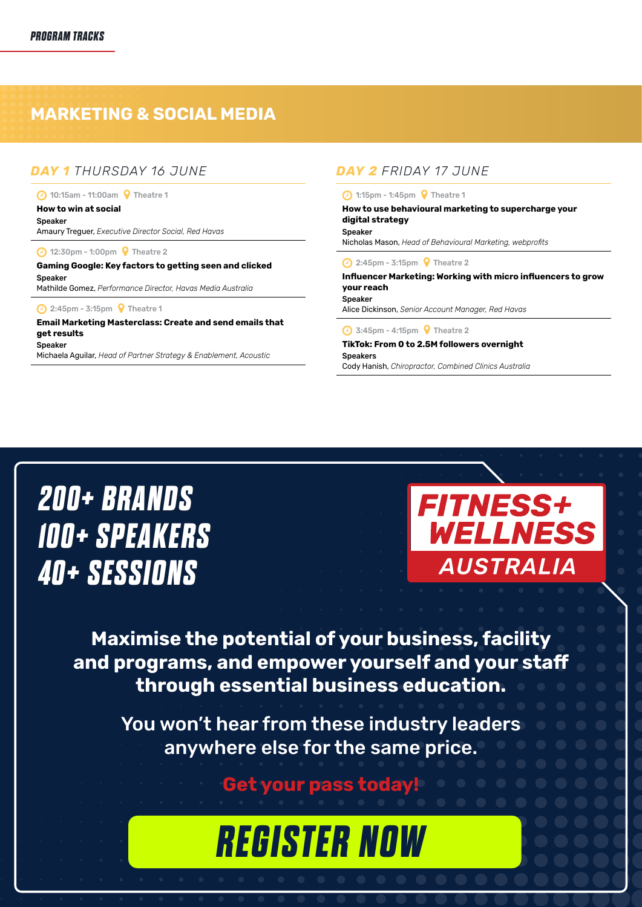*PROGRAM TRACKS*

# MARKETING & SOCIAL MEDIA

## *DAY 1* THURSDAY 16 JUNE

10:15am - 11:00am | Theatre 1

**How to win at social**

**Speaker**

Amaury Treguer, *Executive Director Social, Red Havas*

12:30pm - 1:00pm | Theatre 2

**Gaming Google: Key factors to getting seen and clicked**

**Speaker**

Mathilde Gomez, *Performance Director, Havas Media Australia*

2:45pm - 3:15pm | Theatre 1

**Email Marketing Masterclass: Create and send emails that get results**

**Speaker**

Michaela Aguilar, *Head of Partner Strategy & Enablement, Acoustic*

## *DAY 2* FRIDAY 17 JUNE

1:15pm - 1:45pm | Theatre 1

**How to use behavioural marketing to supercharge your digital strategy**

**Speaker**

Nicholas Mason, *Head of Behavioural Marketing, webprofits*

2:45pm - 3:15pm | Theatre 2

**Influencer Marketing: Working with micro influencers to grow your reach**

**Speaker**

Alice Dickinson, *Senior Account Manager, Red Havas*

3:45pm - 4:15pm | Theatre 2

**TikTok: From 0 to 2.5M followers overnight**

**Speakers**

Cody Hanish, *Chiropractor, Combined Clinics Australia*

---

***200+ BRANDS***
***100+ SPEAKERS***
***40+ SESSIONS***

**FITNESS+ WELLNESS AUSTRALIA**

**Maximise the potential of your business, facility and programs, and empower yourself and your staff through essential business education.**

You won't hear from these industry leaders anywhere else for the same price.

**Get your pass today!**

***REGISTER NOW***